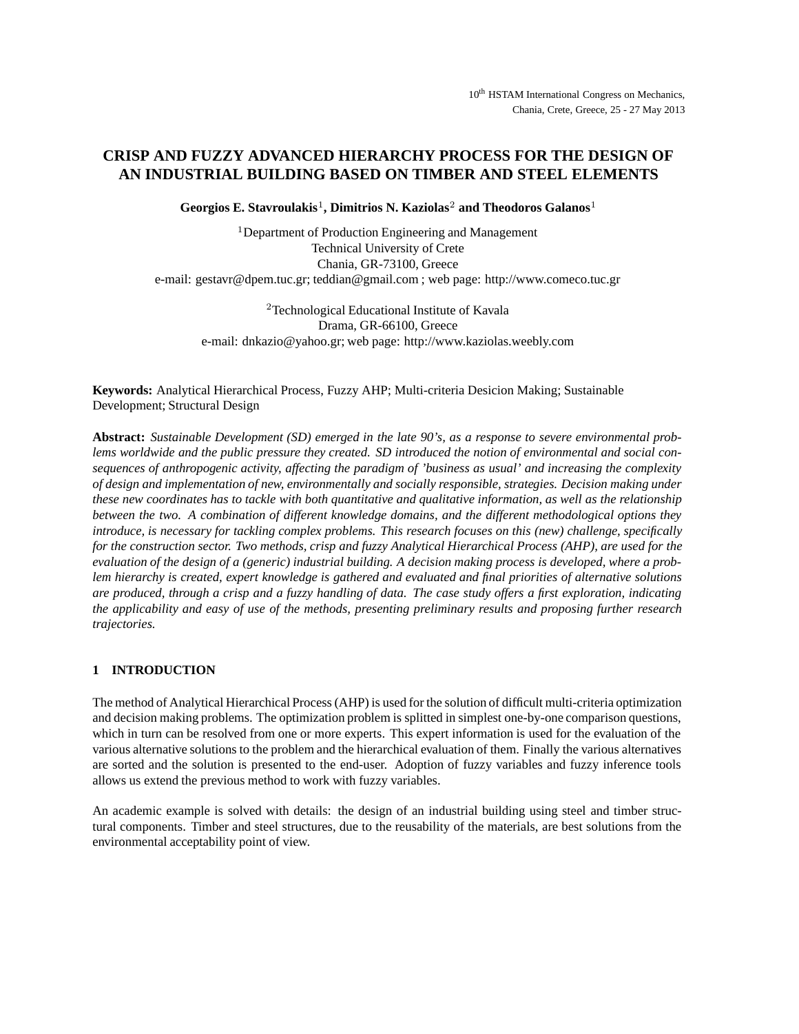# CRISP AND FUZZY ADVANCED HIERARCHY PROCESS FOR THE DESIGN OF AN INDUSTRIAL BUILDING BASED ON TIMBER AND STEEL ELEMENTS

**Georgios E. Stavroulakis**[1], **Dimitrios N. Kaziolas**[2] **and Theodoros Galanos**[1]

[1]Department of Production Engineering and Management
Technical University of Crete
Chania, GR-73100, Greece
e-mail: gestavr@dpem.tuc.gr; teddian@gmail.com ; web page: http://www.comeco.tuc.gr

[2]Technological Educational Institute of Kavala
Drama, GR-66100, Greece
e-mail: dnkazio@yahoo.gr; web page: http://www.kaziolas.weebly.com

**Keywords:** Analytical Hierarchical Process, Fuzzy AHP; Multi-criteria Desicion Making; Sustainable Development; Structural Design

**Abstract:** *Sustainable Development (SD) emerged in the late 90's, as a response to severe environmental problems worldwide and the public pressure they created. SD introduced the notion of environmental and social consequences of anthropogenic activity, affecting the paradigm of 'business as usual' and increasing the complexity of design and implementation of new, environmentally and socially responsible, strategies. Decision making under these new coordinates has to tackle with both quantitative and qualitative information, as well as the relationship between the two. A combination of different knowledge domains, and the different methodological options they introduce, is necessary for tackling complex problems. This research focuses on this (new) challenge, specifically for the construction sector. Two methods, crisp and fuzzy Analytical Hierarchical Process (AHP), are used for the evaluation of the design of a (generic) industrial building. A decision making process is developed, where a problem hierarchy is created, expert knowledge is gathered and evaluated and final priorities of alternative solutions are produced, through a crisp and a fuzzy handling of data. The case study offers a first exploration, indicating the applicability and easy of use of the methods, presenting preliminary results and proposing further research trajectories.*

## 1 INTRODUCTION

The method of Analytical Hierarchical Process (AHP) is used for the solution of difficult multi-criteria optimization and decision making problems. The optimization problem is splitted in simplest one-by-one comparison questions, which in turn can be resolved from one or more experts. This expert information is used for the evaluation of the various alternative solutions to the problem and the hierarchical evaluation of them. Finally the various alternatives are sorted and the solution is presented to the end-user. Adoption of fuzzy variables and fuzzy inference tools allows us extend the previous method to work with fuzzy variables.

An academic example is solved with details: the design of an industrial building using steel and timber structural components. Timber and steel structures, due to the reusability of the materials, are best solutions from the environmental acceptability point of view.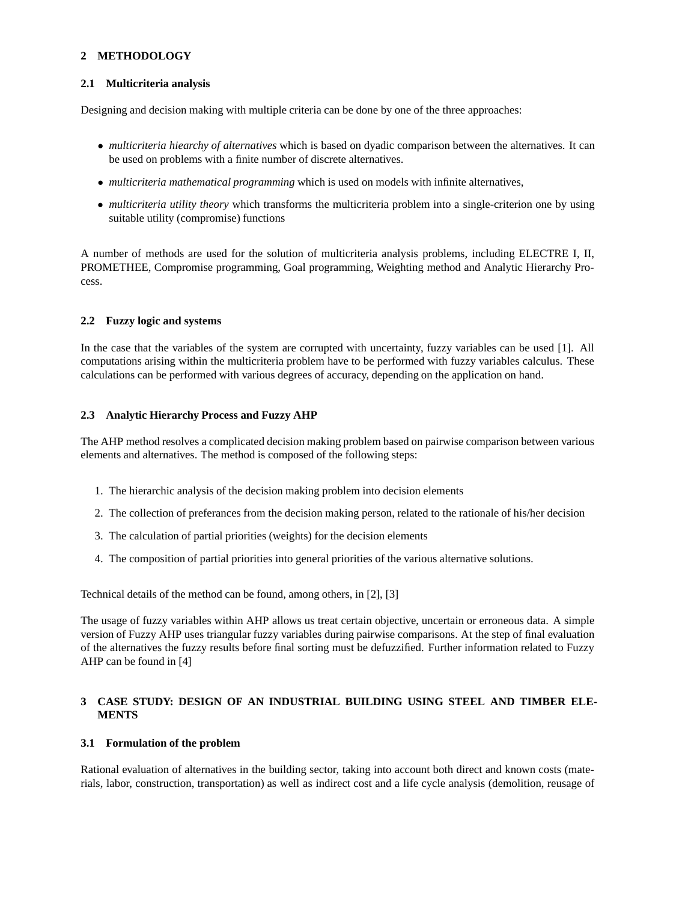## 2 METHODOLOGY

### 2.1 Multicriteria analysis

Designing and decision making with multiple criteria can be done by one of the three approaches:

- *multicriteria hiearchy of alternatives* which is based on dyadic comparison between the alternatives. It can be used on problems with a finite number of discrete alternatives.
- *multicriteria mathematical programming* which is used on models with infinite alternatives,
- *multicriteria utility theory* which transforms the multicriteria problem into a single-criterion one by using suitable utility (compromise) functions

A number of methods are used for the solution of multicriteria analysis problems, including ELECTRE I, II, PROMETHEE, Compromise programming, Goal programming, Weighting method and Analytic Hierarchy Process.

### 2.2 Fuzzy logic and systems

In the case that the variables of the system are corrupted with uncertainty, fuzzy variables can be used [1]. All computations arising within the multicriteria problem have to be performed with fuzzy variables calculus. These calculations can be performed with various degrees of accuracy, depending on the application on hand.

### 2.3 Analytic Hierarchy Process and Fuzzy AHP

The AHP method resolves a complicated decision making problem based on pairwise comparison between various elements and alternatives. The method is composed of the following steps:

1. The hierarchic analysis of the decision making problem into decision elements
2. The collection of preferances from the decision making person, related to the rationale of his/her decision
3. The calculation of partial priorities (weights) for the decision elements
4. The composition of partial priorities into general priorities of the various alternative solutions.

Technical details of the method can be found, among others, in [2], [3]

The usage of fuzzy variables within AHP allows us treat certain objective, uncertain or erroneous data. A simple version of Fuzzy AHP uses triangular fuzzy variables during pairwise comparisons. At the step of final evaluation of the alternatives the fuzzy results before final sorting must be defuzzified. Further information related to Fuzzy AHP can be found in [4]

## 3 CASE STUDY: DESIGN OF AN INDUSTRIAL BUILDING USING STEEL AND TIMBER ELEMENTS

### 3.1 Formulation of the problem

Rational evaluation of alternatives in the building sector, taking into account both direct and known costs (materials, labor, construction, transportation) as well as indirect cost and a life cycle analysis (demolition, reusage of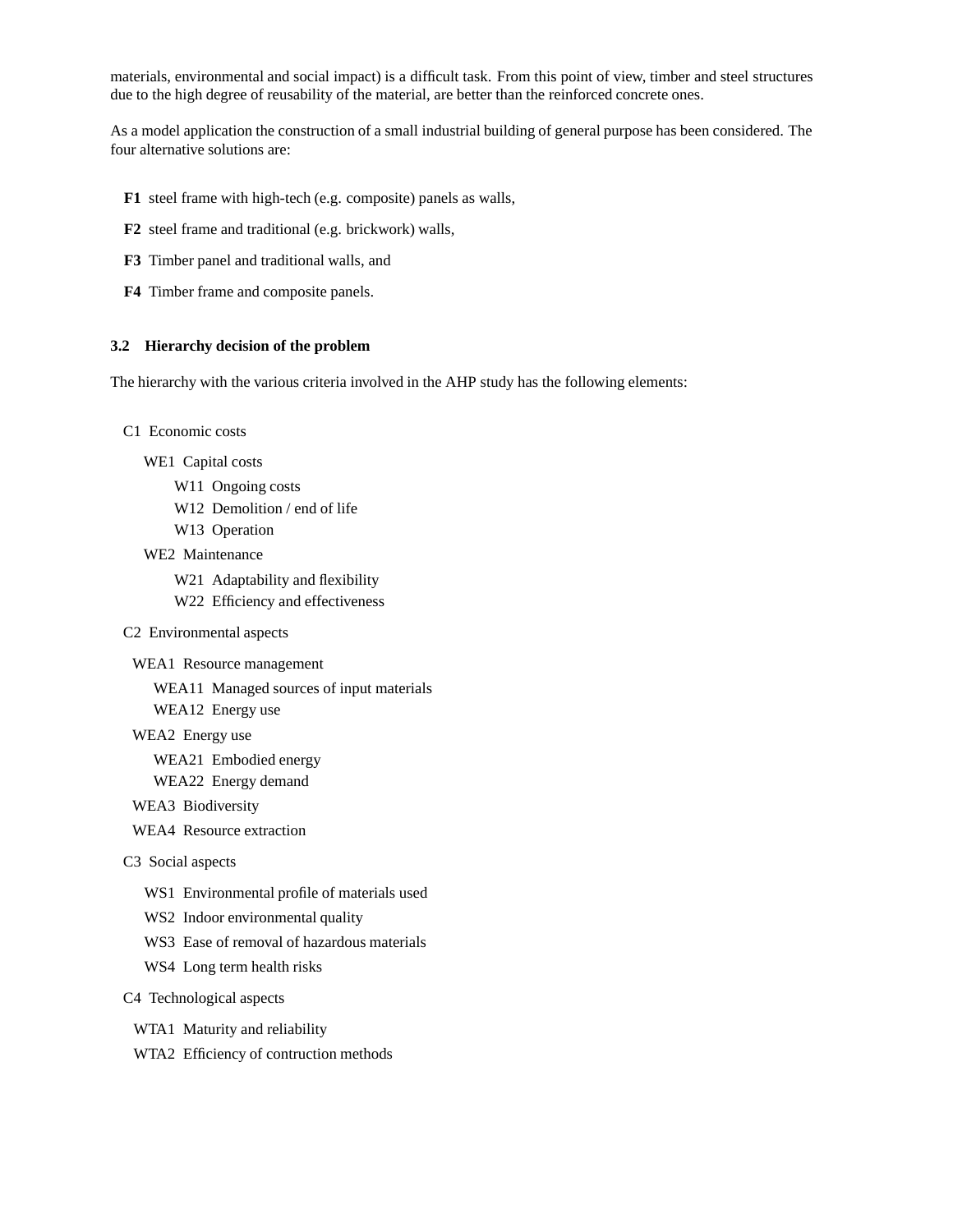materials, environmental and social impact) is a difficult task. From this point of view, timber and steel structures due to the high degree of reusability of the material, are better than the reinforced concrete ones.

As a model application the construction of a small industrial building of general purpose has been considered. The four alternative solutions are:

- **F1** steel frame with high-tech (e.g. composite) panels as walls,
- **F2** steel frame and traditional (e.g. brickwork) walls,
- **F3** Timber panel and traditional walls, and
- **F4** Timber frame and composite panels.

### 3.2 Hierarchy decision of the problem

The hierarchy with the various criteria involved in the AHP study has the following elements:

- C1 Economic costs
  - WE1 Capital costs
    - W11 Ongoing costs
    - W12 Demolition / end of life
    - W13 Operation
  - WE2 Maintenance
    - W21 Adaptability and flexibility
    - W22 Efficiency and effectiveness
- C2 Environmental aspects
  - WEA1 Resource management
    - WEA11 Managed sources of input materials
    - WEA12 Energy use
  - WEA2 Energy use
    - WEA21 Embodied energy
    - WEA22 Energy demand
  - WEA3 Biodiversity
  - WEA4 Resource extraction
- C3 Social aspects
  - WS1 Environmental profile of materials used
  - WS2 Indoor environmental quality
  - WS3 Ease of removal of hazardous materials
  - WS4 Long term health risks
- C4 Technological aspects
  - WTA1 Maturity and reliability
  - WTA2 Efficiency of contruction methods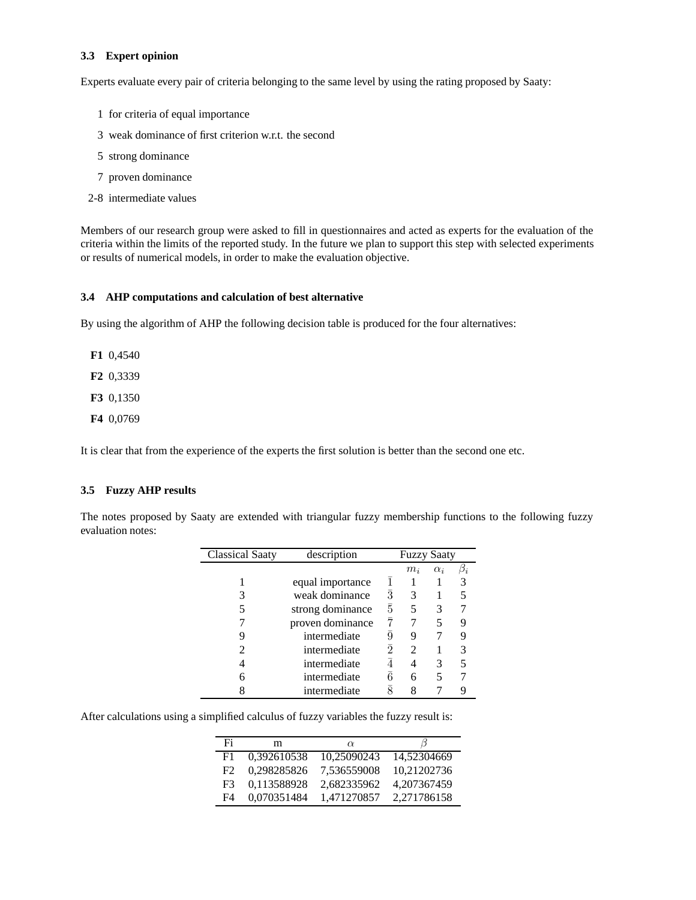### 3.3 Expert opinion

Experts evaluate every pair of criteria belonging to the same level by using the rating proposed by Saaty:

- 1 for criteria of equal importance
- 3 weak dominance of first criterion w.r.t. the second
- 5 strong dominance
- 7 proven dominance
- 2-8 intermediate values

Members of our research group were asked to fill in questionnaires and acted as experts for the evaluation of the criteria within the limits of the reported study. In the future we plan to support this step with selected experiments or results of numerical models, in order to make the evaluation objective.

### 3.4 AHP computations and calculation of best alternative

By using the algorithm of AHP the following decision table is produced for the four alternatives:

- **F1** 0,4540
- **F2** 0,3339
- **F3** 0,1350
- **F4** 0,0769

It is clear that from the experience of the experts the first solution is better than the second one etc.

### 3.5 Fuzzy AHP results

The notes proposed by Saaty are extended with triangular fuzzy membership functions to the following fuzzy evaluation notes:

| Classical Saaty | description | Fuzzy Saaty | | | |
|---|---|---|---|---|---|
| | | | $m_i$ | $\alpha_i$ | $\beta_i$ |
| 1 | equal importance | $\bar{1}$ | 1 | 1 | 3 |
| 3 | weak dominance | $\bar{3}$ | 3 | 1 | 5 |
| 5 | strong dominance | $\bar{5}$ | 5 | 3 | 7 |
| 7 | proven dominance | $\bar{7}$ | 7 | 5 | 9 |
| 9 | intermediate | $\bar{9}$ | 9 | 7 | 9 |
| 2 | intermediate | $\bar{2}$ | 2 | 1 | 3 |
| 4 | intermediate | $\bar{4}$ | 4 | 3 | 5 |
| 6 | intermediate | $\bar{6}$ | 6 | 5 | 7 |
| 8 | intermediate | $\bar{8}$ | 8 | 7 | 9 |

After calculations using a simplified calculus of fuzzy variables the fuzzy result is:

| Fi | m | $\alpha$ | $\beta$ |
|---|---|---|---|
| F1 | 0,392610538 | 10,25090243 | 14,52304669 |
| F2 | 0,298285826 | 7,536559008 | 10,21202736 |
| F3 | 0,113588928 | 2,682335962 | 4,207367459 |
| F4 | 0,070351484 | 1,471270857 | 2,271786158 |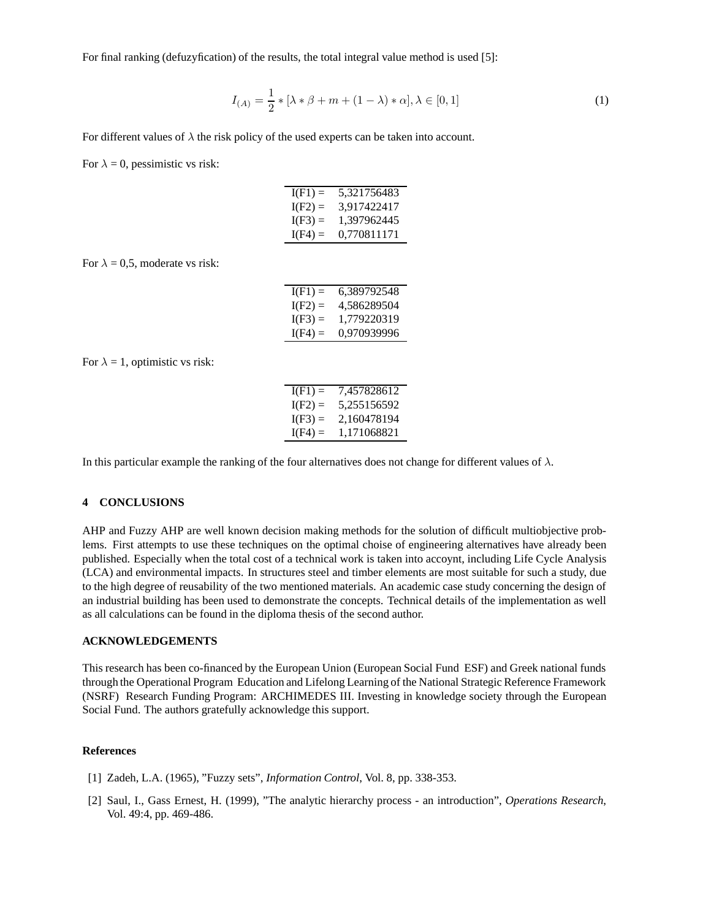For final ranking (defuzyfication) of the results, the total integral value method is used [5]:

$$I_{(A)} = \frac{1}{2} * [\lambda * \beta + m + (1 - \lambda) * \alpha], \lambda \in [0, 1] \tag{1}$$

For different values of $\lambda$ the risk policy of the used experts can be taken into account.

For $\lambda$ = 0, pessimistic vs risk:

| | |
|---|---|
| I(F1) = | 5,321756483 |
| I(F2) = | 3,917422417 |
| I(F3) = | 1,397962445 |
| I(F4) = | 0,770811171 |

For $\lambda$ = 0,5, moderate vs risk:

| | |
|---|---|
| I(F1) = | 6,389792548 |
| I(F2) = | 4,586289504 |
| I(F3) = | 1,779220319 |
| I(F4) = | 0,970939996 |

For $\lambda$ = 1, optimistic vs risk:

| | |
|---|---|
| I(F1) = | 7,457828612 |
| I(F2) = | 5,255156592 |
| I(F3) = | 2,160478194 |
| I(F4) = | 1,171068821 |

In this particular example the ranking of the four alternatives does not change for different values of $\lambda$.

## 4 CONCLUSIONS

AHP and Fuzzy AHP are well known decision making methods for the solution of difficult multiobjective problems. First attempts to use these techniques on the optimal choise of engineering alternatives have already been published. Especially when the total cost of a technical work is taken into accoynt, including Life Cycle Analysis (LCA) and environmental impacts. In structures steel and timber elements are most suitable for such a study, due to the high degree of reusability of the two mentioned materials. An academic case study concerning the design of an industrial building has been used to demonstrate the concepts. Technical details of the implementation as well as all calculations can be found in the diploma thesis of the second author.

## ACKNOWLEDGEMENTS

This research has been co-financed by the European Union (European Social Fund ESF) and Greek national funds through the Operational Program Education and Lifelong Learning of the National Strategic Reference Framework (NSRF) Research Funding Program: ARCHIMEDES III. Investing in knowledge society through the European Social Fund. The authors gratefully acknowledge this support.

## References

[1] Zadeh, L.A. (1965), "Fuzzy sets", *Information Control*, Vol. 8, pp. 338-353.

[2] Saul, I., Gass Ernest, H. (1999), "The analytic hierarchy process - an introduction", *Operations Research*, Vol. 49:4, pp. 469-486.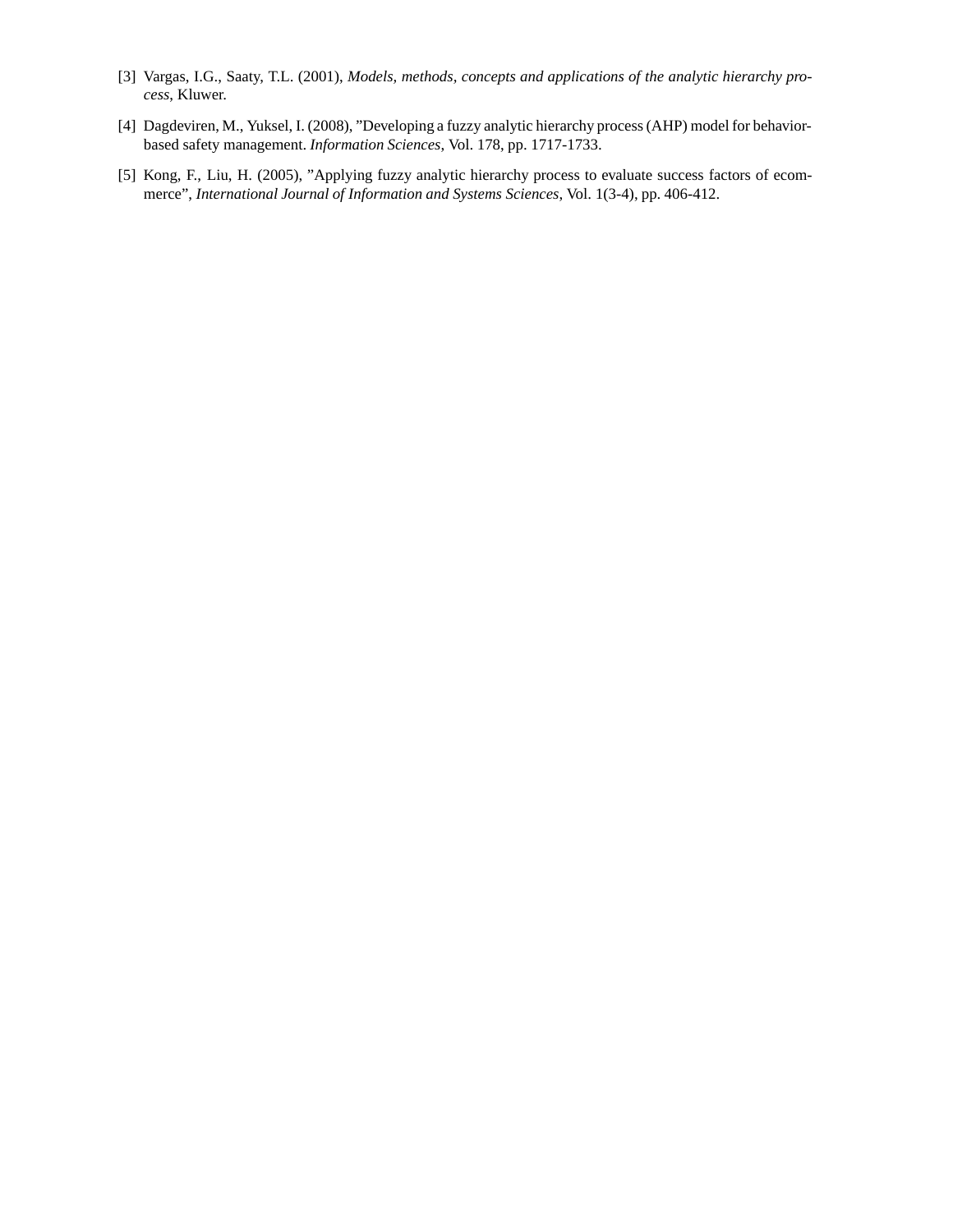[3] Vargas, I.G., Saaty, T.L. (2001), *Models, methods, concepts and applications of the analytic hierarchy process*, Kluwer.

[4] Dagdeviren, M., Yuksel, I. (2008), ”Developing a fuzzy analytic hierarchy process (AHP) model for behavior-based safety management. *Information Sciences*, Vol. 178, pp. 1717-1733.

[5] Kong, F., Liu, H. (2005), ”Applying fuzzy analytic hierarchy process to evaluate success factors of ecommerce”, *International Journal of Information and Systems Sciences*, Vol. 1(3-4), pp. 406-412.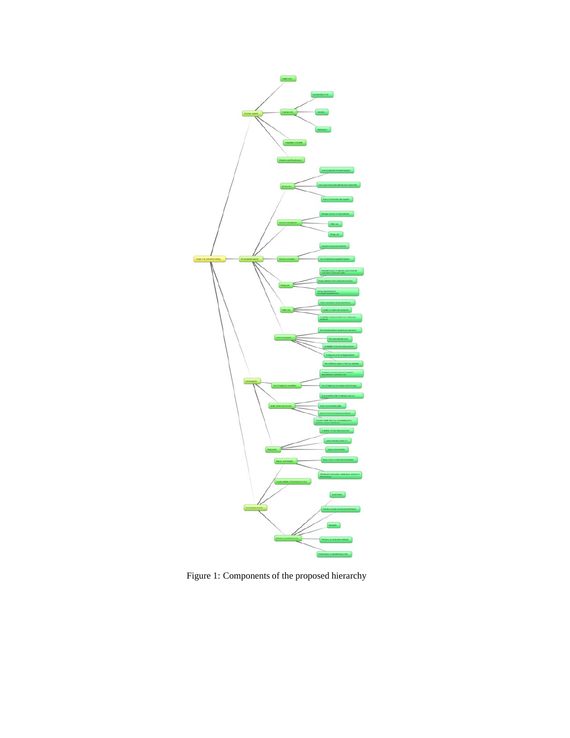Figure 1: Components of the proposed hierarchy